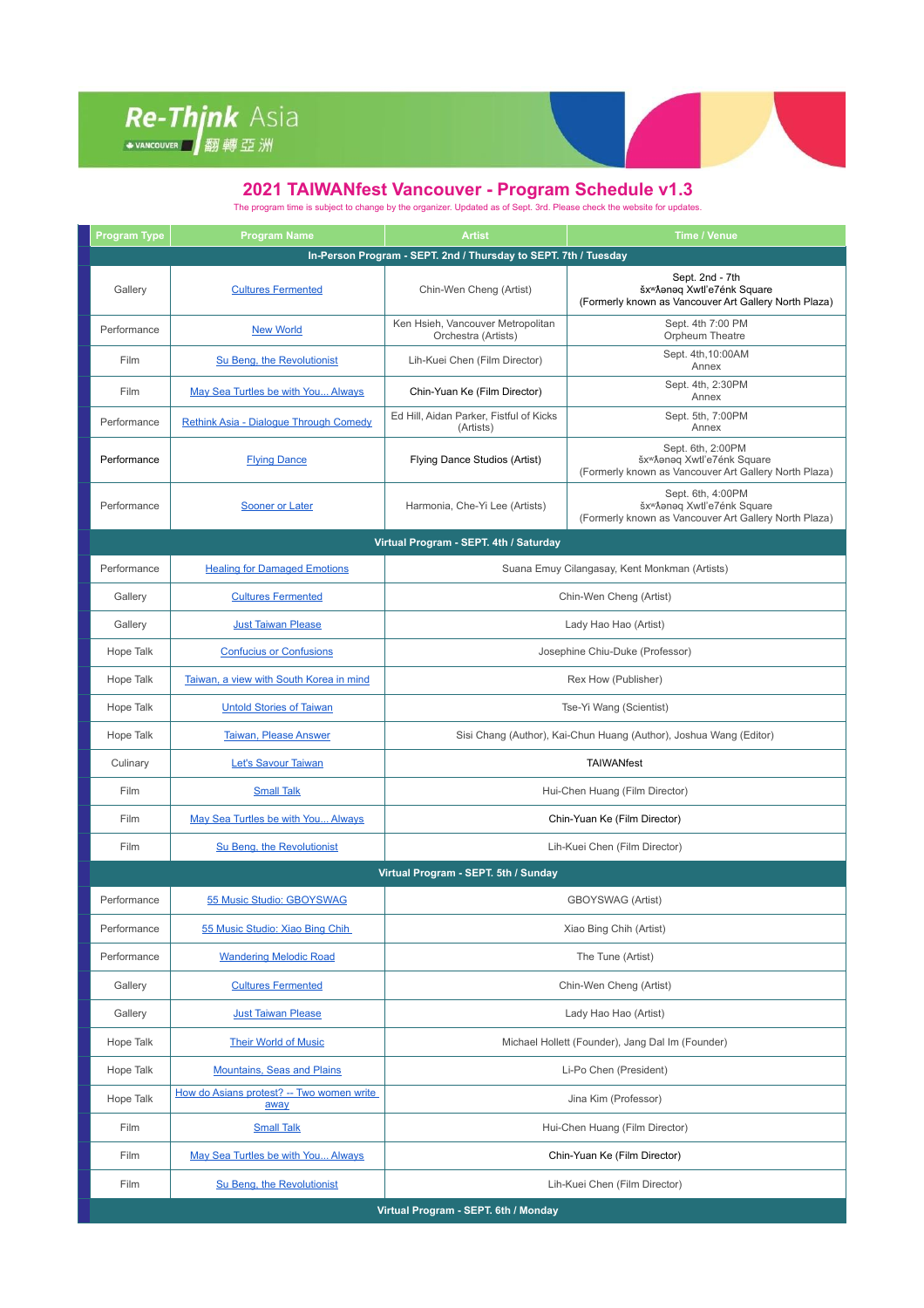Re-Think Asia
VANCOUVER 翻轉亞洲

# 2021 TAIWANfest Vancouver - Program Schedule v1.3

The program time is subject to change by the organizer. Updated as of Sept. 3rd. Please check the website for updates.

| Program Type | Program Name | Artist | Time / Venue |
|---|---|---|---|
| **In-Person Program - SEPT. 2nd / Thursday to SEPT. 7th / Tuesday** | | | |
| Gallery | Cultures Fermented | Chin-Wen Cheng (Artist) | Sept. 2nd - 7th<br>šxʷƛ̓ənəq Xwtl'e7énk Square<br>(Formerly known as Vancouver Art Gallery North Plaza) |
| Performance | New World | Ken Hsieh, Vancouver Metropolitan Orchestra (Artists) | Sept. 4th 7:00 PM<br>Orpheum Theatre |
| Film | Su Beng, the Revolutionist | Lih-Kuei Chen (Film Director) | Sept. 4th,10:00AM<br>Annex |
| Film | May Sea Turtles be with You... Always | Chin-Yuan Ke (Film Director) | Sept. 4th, 2:30PM<br>Annex |
| Performance | Rethink Asia - Dialogue Through Comedy | Ed Hill, Aidan Parker, Fistful of Kicks (Artists) | Sept. 5th, 7:00PM<br>Annex |
| Performance | Flying Dance | Flying Dance Studios (Artist) | Sept. 6th, 2:00PM<br>šxʷƛ̓ənəq Xwtl'e7énk Square<br>(Formerly known as Vancouver Art Gallery North Plaza) |
| Performance | Sooner or Later | Harmonia, Che-Yi Lee (Artists) | Sept. 6th, 4:00PM<br>šxʷƛ̓ənəq Xwtl'e7énk Square<br>(Formerly known as Vancouver Art Gallery North Plaza) |
| **Virtual Program - SEPT. 4th / Saturday** | | | |
| Performance | Healing for Damaged Emotions | Suana Emuy Cilangasay, Kent Monkman (Artists) | |
| Gallery | Cultures Fermented | Chin-Wen Cheng (Artist) | |
| Gallery | Just Taiwan Please | Lady Hao Hao (Artist) | |
| Hope Talk | Confucius or Confusions | Josephine Chiu-Duke (Professor) | |
| Hope Talk | Taiwan, a view with South Korea in mind | Rex How (Publisher) | |
| Hope Talk | Untold Stories of Taiwan | Tse-Yi Wang (Scientist) | |
| Hope Talk | Taiwan, Please Answer | Sisi Chang (Author), Kai-Chun Huang (Author), Joshua Wang (Editor) | |
| Culinary | Let's Savour Taiwan | TAIWANfest | |
| Film | Small Talk | Hui-Chen Huang (Film Director) | |
| Film | May Sea Turtles be with You... Always | Chin-Yuan Ke (Film Director) | |
| Film | Su Beng, the Revolutionist | Lih-Kuei Chen (Film Director) | |
| **Virtual Program - SEPT. 5th / Sunday** | | | |
| Performance | 55 Music Studio: GBOYSWAG | GBOYSWAG (Artist) | |
| Performance | 55 Music Studio: Xiao Bing Chih | Xiao Bing Chih (Artist) | |
| Performance | Wandering Melodic Road | The Tune (Artist) | |
| Gallery | Cultures Fermented | Chin-Wen Cheng (Artist) | |
| Gallery | Just Taiwan Please | Lady Hao Hao (Artist) | |
| Hope Talk | Their World of Music | Michael Hollett (Founder), Jang Dal Im (Founder) | |
| Hope Talk | Mountains, Seas and Plains | Li-Po Chen (President) | |
| Hope Talk | How do Asians protest? -- Two women write away | Jina Kim (Professor) | |
| Film | Small Talk | Hui-Chen Huang (Film Director) | |
| Film | May Sea Turtles be with You... Always | Chin-Yuan Ke (Film Director) | |
| Film | Su Beng, the Revolutionist | Lih-Kuei Chen (Film Director) | |
| **Virtual Program - SEPT. 6th / Monday** | | | |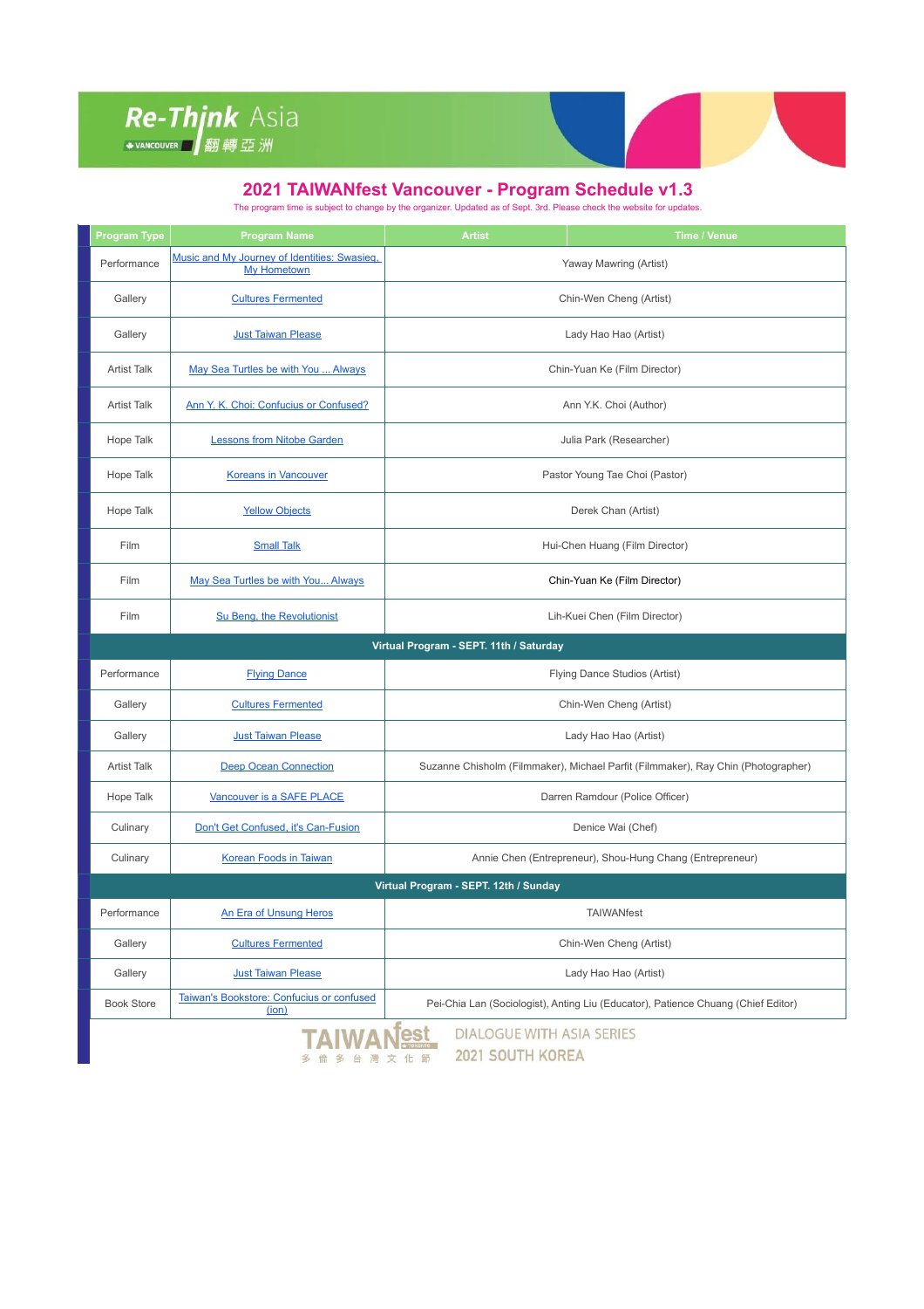## 2021 TAIWANfest Vancouver - Program Schedule v1.3

The program time is subject to change by the organizer. Updated as of Sept. 3rd. Please check the website for updates.

| Program Type | Program Name | Artist | Time / Venue |
|---|---|---|---|
| Performance | Music and My Journey of Identities: Swasieq, My Hometown | Yaway Mawring (Artist) | |
| Gallery | Cultures Fermented | Chin-Wen Cheng (Artist) | |
| Gallery | Just Taiwan Please | Lady Hao Hao (Artist) | |
| Artist Talk | May Sea Turtles be with You ... Always | Chin-Yuan Ke (Film Director) | |
| Artist Talk | Ann Y. K. Choi: Confucius or Confused? | Ann Y.K. Choi (Author) | |
| Hope Talk | Lessons from Nitobe Garden | Julia Park (Researcher) | |
| Hope Talk | Koreans in Vancouver | Pastor Young Tae Choi (Pastor) | |
| Hope Talk | Yellow Objects | Derek Chan (Artist) | |
| Film | Small Talk | Hui-Chen Huang (Film Director) | |
| Film | May Sea Turtles be with You... Always | Chin-Yuan Ke (Film Director) | |
| Film | Su Beng, the Revolutionist | Lih-Kuei Chen (Film Director) | |
| **Virtual Program - SEPT. 11th / Saturday** | | | |
| Performance | Flying Dance | Flying Dance Studios (Artist) | |
| Gallery | Cultures Fermented | Chin-Wen Cheng (Artist) | |
| Gallery | Just Taiwan Please | Lady Hao Hao (Artist) | |
| Artist Talk | Deep Ocean Connection | Suzanne Chisholm (Filmmaker), Michael Parfit (Filmmaker), Ray Chin (Photographer) | |
| Hope Talk | Vancouver is a SAFE PLACE | Darren Ramdour (Police Officer) | |
| Culinary | Don't Get Confused, it's Can-Fusion | Denice Wai (Chef) | |
| Culinary | Korean Foods in Taiwan | Annie Chen (Entrepreneur), Shou-Hung Chang (Entrepreneur) | |
| **Virtual Program - SEPT. 12th / Sunday** | | | |
| Performance | An Era of Unsung Heros | TAIWANfest | |
| Gallery | Cultures Fermented | Chin-Wen Cheng (Artist) | |
| Gallery | Just Taiwan Please | Lady Hao Hao (Artist) | |
| Book Store | Taiwan's Bookstore: Confucius or confused (ion) | Pei-Chia Lan (Sociologist), Anting Liu (Educator), Patience Chuang (Chief Editor) | |

TAIWANfest 多倫多台灣文化節

DIALOGUE WITH ASIA SERIES
2021 SOUTH KOREA